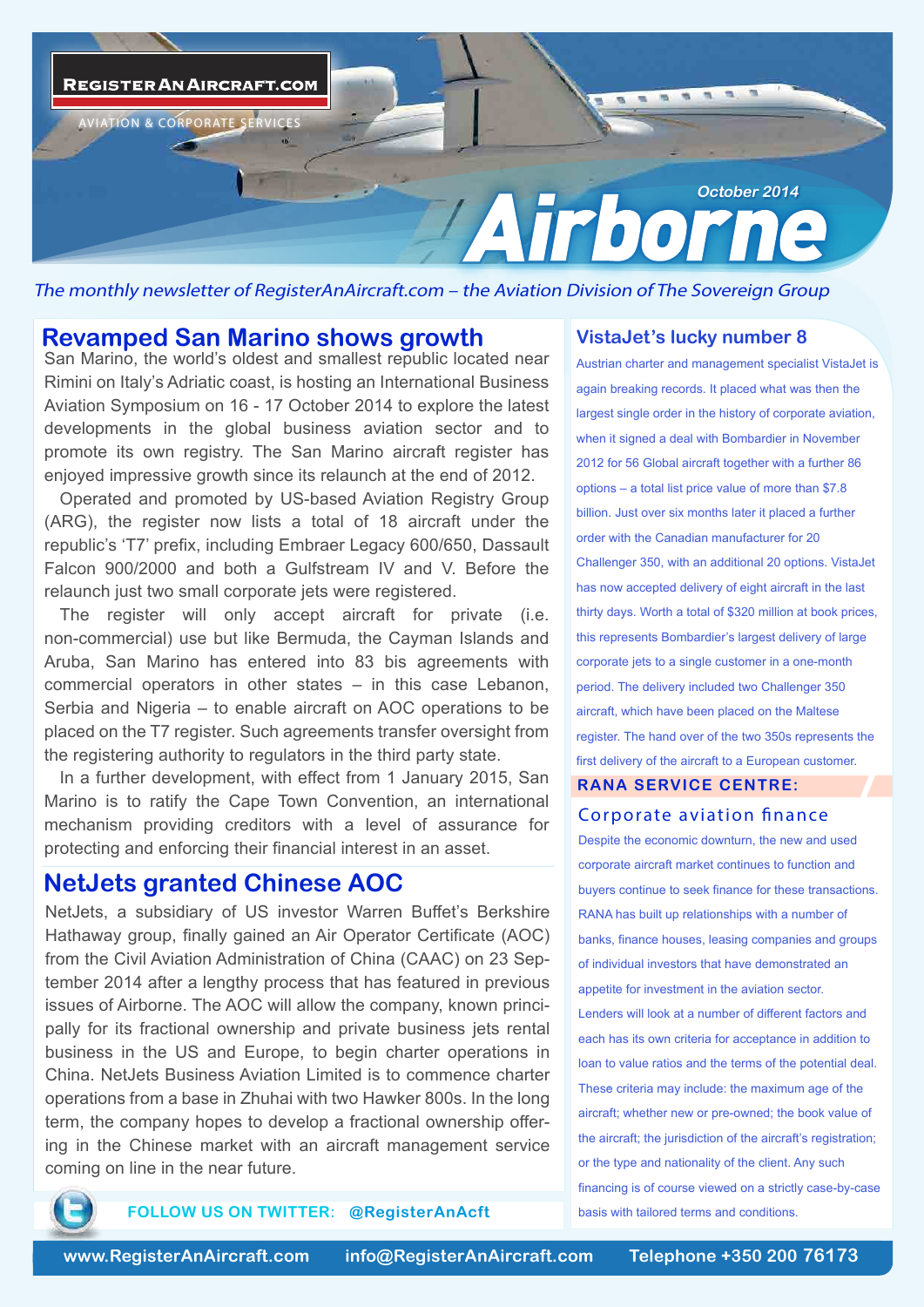# Airborne

October 2014

*The monthly newsletter of RegisterAnAircraft.com – the Aviation Division of The Sovereign Group*

## Revamped San Marino shows growth

San Marino, the world's oldest and smallest republic located near Rimini on Italy's Adriatic coast, is hosting an International Business Aviation Symposium on 16 - 17 October 2014 to explore the latest developments in the global business aviation sector and to promote its own registry. The San Marino aircraft register has enjoyed impressive growth since its relaunch at the end of 2012.

Operated and promoted by US-based Aviation Registry Group (ARG), the register now lists a total of 18 aircraft under the republic's 'T7' prefix, including Embraer Legacy 600/650, Dassault Falcon 900/2000 and both a Gulfstream IV and V. Before the relaunch just two small corporate jets were registered.

The register will only accept aircraft for private (i.e. non-commercial) use but like Bermuda, the Cayman Islands and Aruba, San Marino has entered into 83 bis agreements with commercial operators in other states – in this case Lebanon, Serbia and Nigeria – to enable aircraft on AOC operations to be placed on the T7 register. Such agreements transfer oversight from the registering authority to regulators in the third party state.

In a further development, with effect from 1 January 2015, San Marino is to ratify the Cape Town Convention, an international mechanism providing creditors with a level of assurance for protecting and enforcing their financial interest in an asset.

## NetJets granted Chinese AOC

NetJets, a subsidiary of US investor Warren Buffet's Berkshire Hathaway group, finally gained an Air Operator Certificate (AOC) from the Civil Aviation Administration of China (CAAC) on 23 September 2014 after a lengthy process that has featured in previous issues of Airborne. The AOC will allow the company, known principally for its fractional ownership and private business jets rental business in the US and Europe, to begin charter operations in China. NetJets Business Aviation Limited is to commence charter operations from a base in Zhuhai with two Hawker 800s. In the long term, the company hopes to develop a fractional ownership offering in the Chinese market with an aircraft management service coming on line in the near future.

**FOLLOW US ON TWITTER: @RegisterAnAcft**

## VistaJet's lucky number 8

Austrian charter and management specialist VistaJet is again breaking records. It placed what was then the largest single order in the history of corporate aviation, when it signed a deal with Bombardier in November 2012 for 56 Global aircraft together with a further 86 options – a total list price value of more than $7.8 billion. Just over six months later it placed a further order with the Canadian manufacturer for 20 Challenger 350, with an additional 20 options. VistaJet has now accepted delivery of eight aircraft in the last thirty days. Worth a total of $320 million at book prices, this represents Bombardier's largest delivery of large corporate jets to a single customer in a one-month period. The delivery included two Challenger 350 aircraft, which have been placed on the Maltese register. The hand over of the two 350s represents the first delivery of the aircraft to a European customer.

## RANA SERVICE CENTRE:

### Corporate aviation finance

Despite the economic downturn, the new and used corporate aircraft market continues to function and buyers continue to seek finance for these transactions. RANA has built up relationships with a number of banks, finance houses, leasing companies and groups of individual investors that have demonstrated an appetite for investment in the aviation sector.

Lenders will look at a number of different factors and each has its own criteria for acceptance in addition to loan to value ratios and the terms of the potential deal. These criteria may include: the maximum age of the aircraft; whether new or pre-owned; the book value of the aircraft; the jurisdiction of the aircraft's registration; or the type and nationality of the client. Any such financing is of course viewed on a strictly case-by-case basis with tailored terms and conditions.

www.RegisterAnAircraft.com info@RegisterAnAircraft.com Telephone +350 200 76173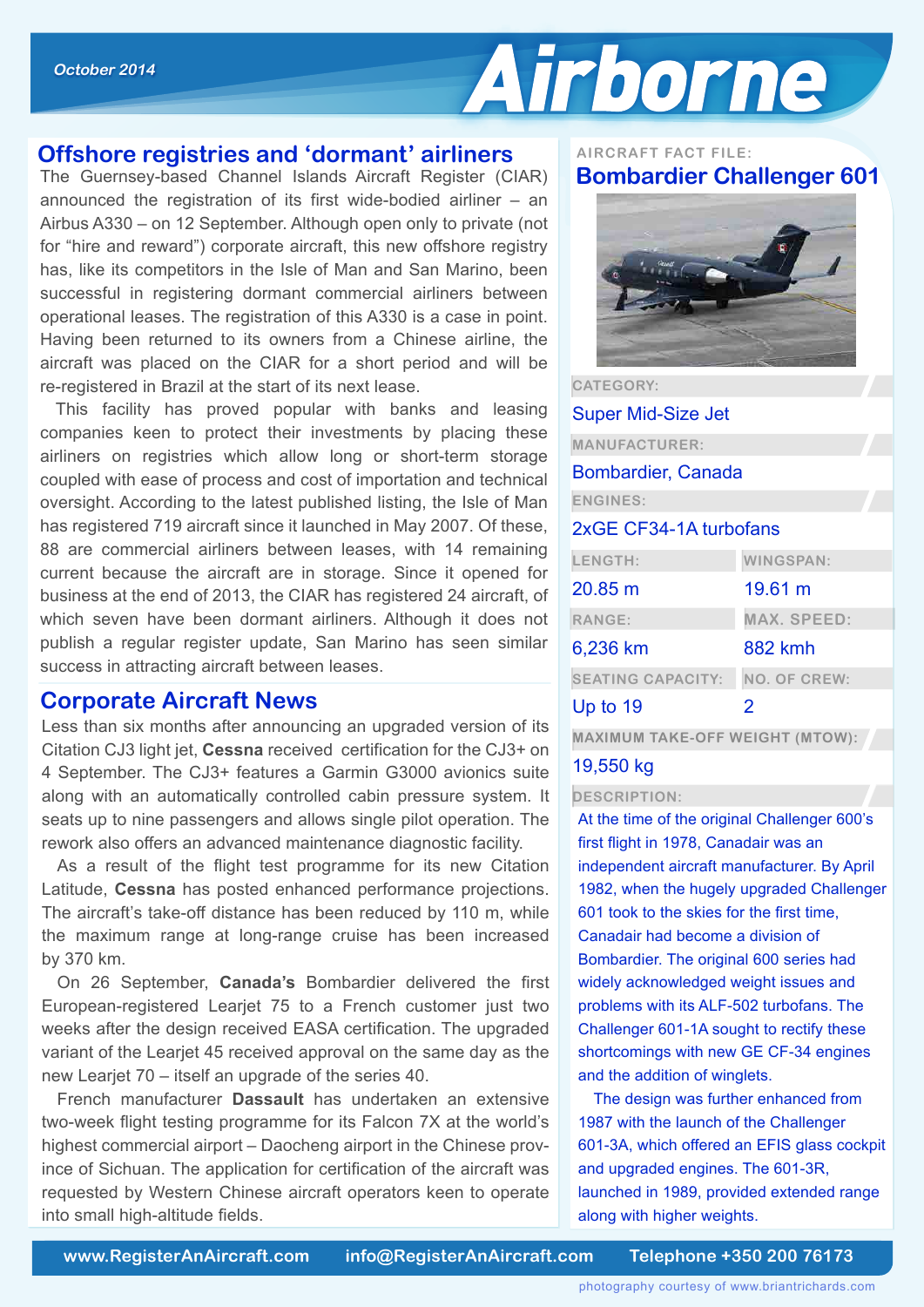October 2014

# Airborne

## Offshore registries and 'dormant' airliners

The Guernsey-based Channel Islands Aircraft Register (CIAR) announced the registration of its first wide-bodied airliner – an Airbus A330 – on 12 September. Although open only to private (not for "hire and reward") corporate aircraft, this new offshore registry has, like its competitors in the Isle of Man and San Marino, been successful in registering dormant commercial airliners between operational leases. The registration of this A330 is a case in point. Having been returned to its owners from a Chinese airline, the aircraft was placed on the CIAR for a short period and will be re-registered in Brazil at the start of its next lease.

This facility has proved popular with banks and leasing companies keen to protect their investments by placing these airliners on registries which allow long or short-term storage coupled with ease of process and cost of importation and technical oversight. According to the latest published listing, the Isle of Man has registered 719 aircraft since it launched in May 2007. Of these, 88 are commercial airliners between leases, with 14 remaining current because the aircraft are in storage. Since it opened for business at the end of 2013, the CIAR has registered 24 aircraft, of which seven have been dormant airliners. Although it does not publish a regular register update, San Marino has seen similar success in attracting aircraft between leases.

## Corporate Aircraft News

Less than six months after announcing an upgraded version of its Citation CJ3 light jet, **Cessna** received certification for the CJ3+ on 4 September. The CJ3+ features a Garmin G3000 avionics suite along with an automatically controlled cabin pressure system. It seats up to nine passengers and allows single pilot operation. The rework also offers an advanced maintenance diagnostic facility.

As a result of the flight test programme for its new Citation Latitude, **Cessna** has posted enhanced performance projections. The aircraft's take-off distance has been reduced by 110 m, while the maximum range at long-range cruise has been increased by 370 km.

On 26 September, **Canada's** Bombardier delivered the first European-registered Learjet 75 to a French customer just two weeks after the design received EASA certification. The upgraded variant of the Learjet 45 received approval on the same day as the new Learjet 70 – itself an upgrade of the series 40.

French manufacturer **Dassault** has undertaken an extensive two-week flight testing programme for its Falcon 7X at the world's highest commercial airport – Daocheng airport in the Chinese province of Sichuan. The application for certification of the aircraft was requested by Western Chinese aircraft operators keen to operate into small high-altitude fields.

AIRCRAFT FACT FILE:

## Bombardier Challenger 601

**CATEGORY:**
Super Mid-Size Jet

**MANUFACTURER:**
Bombardier, Canada

**ENGINES:**
2xGE CF34-1A turbofans

| LENGTH: | WINGSPAN: |
| --- | --- |
| 20.85 m | 19.61 m |
| **RANGE:** | **MAX. SPEED:** |
| 6,236 km | 882 kmh |
| **SEATING CAPACITY:** | **NO. OF CREW:** |
| Up to 19 | 2 |

**MAXIMUM TAKE-OFF WEIGHT (MTOW):**
19,550 kg

**DESCRIPTION:**

At the time of the original Challenger 600's first flight in 1978, Canadair was an independent aircraft manufacturer. By April 1982, when the hugely upgraded Challenger 601 took to the skies for the first time, Canadair had become a division of Bombardier. The original 600 series had widely acknowledged weight issues and problems with its ALF-502 turbofans. The Challenger 601-1A sought to rectify these shortcomings with new GE CF-34 engines and the addition of winglets.

The design was further enhanced from 1987 with the launch of the Challenger 601-3A, which offered an EFIS glass cockpit and upgraded engines. The 601-3R, launched in 1989, provided extended range along with higher weights.

www.RegisterAnAircraft.com   info@RegisterAnAircraft.com   Telephone +350 200 76173

photography courtesy of www.briantrichards.com